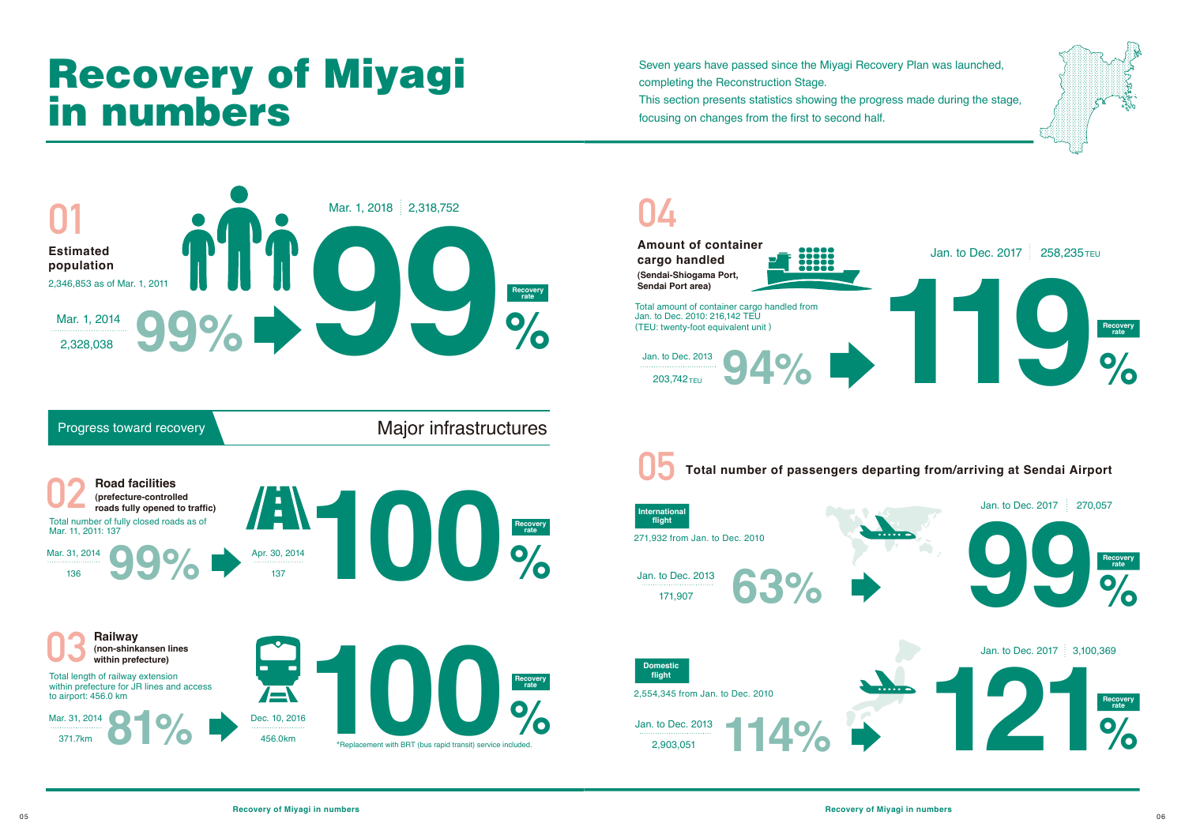# Recovery of Miyagi in numbers

Seven years have passed since the Miyagi Recovery Plan was launched, completing the Reconstruction Stage.
This section presents statistics showing the progress made during the stage, focusing on changes from the first to second half.

## 01 Estimated population

2,346,853 as of Mar. 1, 2011

Mar. 1, 2014 | 2,328,038 — **99%**

Mar. 1, 2018 | 2,318,752 — **99%** Recovery rate

## Progress toward recovery — Major infrastructures

## 02 Road facilities

(prefecture-controlled roads fully opened to traffic)

Total number of fully closed roads as of Mar. 11, 2011: 137

Mar. 31, 2014 | 136 — **99%**

Apr. 30, 2014 | 137 — **100%** Recovery rate

## 03 Railway

(non-shinkansen lines within prefecture)

Total length of railway extension within prefecture for JR lines and access to airport: 456.0 km

Mar. 31, 2014 | 371.7km — **81%**

Dec. 10, 2016 | 456.0km — **100%** Recovery rate

*Replacement with BRT (bus rapid transit) service included.

## 04 Amount of container cargo handled

(Sendai-Shiogama Port, Sendai Port area)

Total amount of container cargo handled from Jan. to Dec. 2010: 216,142 TEU
(TEU: twenty-foot equivalent unit )

Jan. to Dec. 2013 | 203,742 TEU — **94%**

Jan. to Dec. 2017 | 258,235 TEU — **119%** Recovery rate

## 05 Total number of passengers departing from/arriving at Sendai Airport

**International flight**

271,932 from Jan. to Dec. 2010

Jan. to Dec. 2013 | 171,907 — **63%**

Jan. to Dec. 2017 | 270,057 — **99%** Recovery rate

**Domestic flight**

2,554,345 from Jan. to Dec. 2010

Jan. to Dec. 2013 | 2,903,051 — **114%**

Jan. to Dec. 2017 | 3,100,369 — **121%** Recovery rate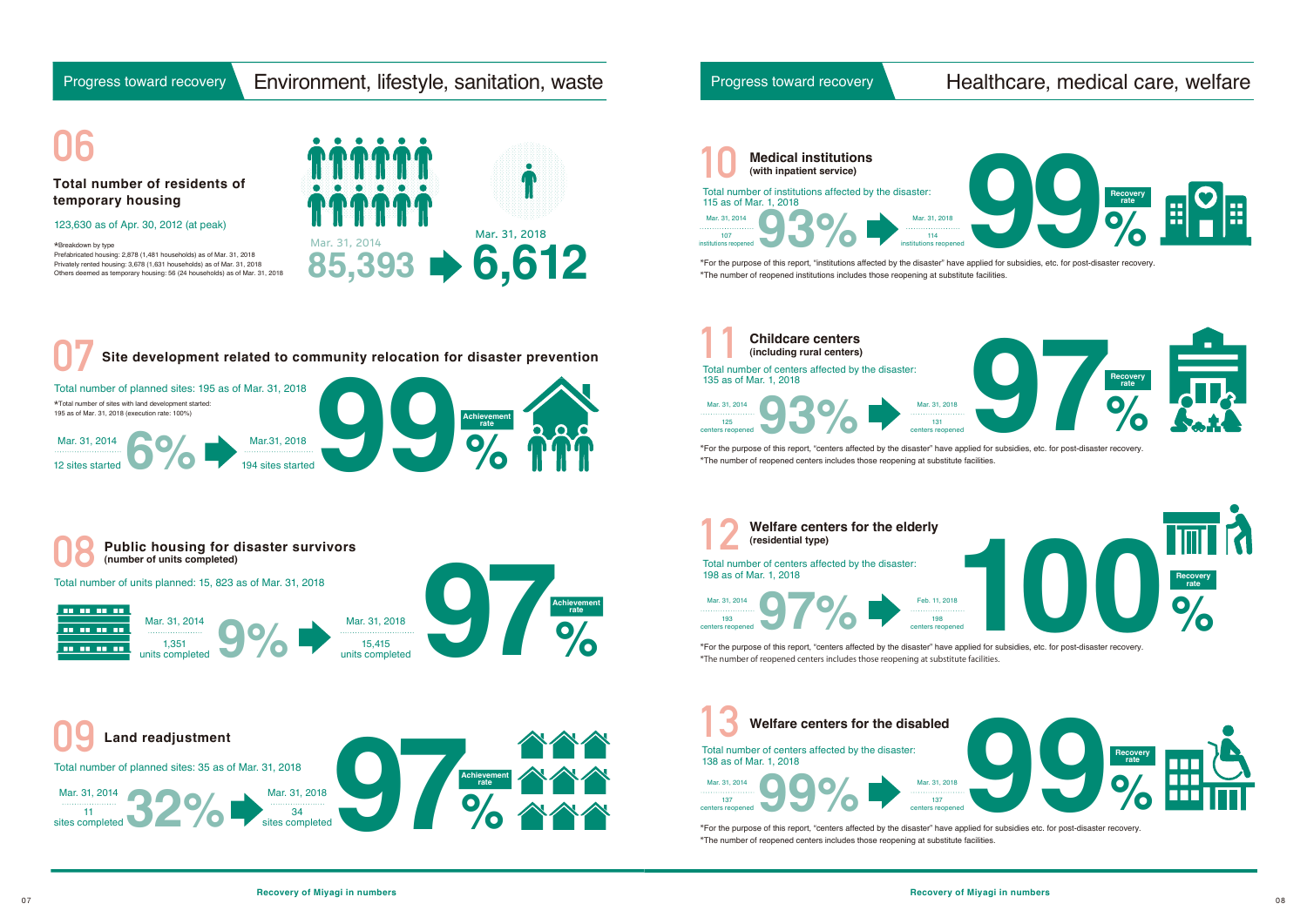## Progress toward recovery — Environment, lifestyle, sanitation, waste

### 06 Total number of residents of temporary housing

123,630 as of Apr. 30, 2012 (at peak)

*Breakdown by type
Prefabricated housing: 2,878 (1,481 households) as of Mar. 31, 2018
Privately rented housing: 3,678 (1,631 households) as of Mar. 31, 2018
Others deemed as temporary housing: 56 (24 households) as of Mar. 31, 2018

Mar. 31, 2014 **85,393** → Mar. 31, 2018 **6,612**

### 07 Site development related to community relocation for disaster prevention

Total number of planned sites: 195 as of Mar. 31, 2018
*Total number of sites with land development started: 195 as of Mar. 31, 2018 (execution rate: 100%)

Mar. 31, 2014: 12 sites started **6%** → Mar.31, 2018: 194 sites started **99%** Achievement rate

### 08 Public housing for disaster survivors (number of units completed)

Total number of units planned: 15, 823 as of Mar. 31, 2018

Mar. 31, 2014: 1,351 units completed **9%** → Mar. 31, 2018: 15,415 units completed **97%** Achievement rate

### 09 Land readjustment

Total number of planned sites: 35 as of Mar. 31, 2018

Mar. 31, 2014: 11 sites completed **32%** → Mar. 31, 2018: 34 sites completed **97%** Achievement rate

## Progress toward recovery — Healthcare, medical care, welfare

### 10 Medical institutions (with inpatient service)

Total number of institutions affected by the disaster: 115 as of Mar. 1, 2018

Mar. 31, 2014: 107 institutions reopened **93%** → Mar. 31, 2018: 114 institutions reopened **99%** Recovery rate

*For the purpose of this report, "institutions affected by the disaster" have applied for subsidies, etc. for post-disaster recovery.
*The number of reopened institutions includes those reopening at substitute facilities.

### 11 Childcare centers (including rural centers)

Total number of centers affected by the disaster: 135 as of Mar. 1, 2018

Mar. 31, 2014: 125 centers reopened **93%** → Mar. 31, 2018: 131 centers reopened **97%** Recovery rate

*For the purpose of this report, "centers affected by the disaster" have applied for subsidies, etc. for post-disaster recovery.
*The number of reopened centers includes those reopening at substitute facilities.

### 12 Welfare centers for the elderly (residential type)

Total number of centers affected by the disaster: 198 as of Mar. 1, 2018

Mar. 31, 2014: 193 centers reopened **97%** → Feb. 11, 2018: 198 centers reopened **100%** Recovery rate

*For the purpose of this report, "centers affected by the disaster" have applied for subsidies, etc. for post-disaster recovery.
*The number of reopened centers includes those reopening at substitute facilities.

### 13 Welfare centers for the disabled

Total number of centers affected by the disaster: 138 as of Mar. 1, 2018

Mar. 31, 2014: 137 centers reopened **99%** → Mar. 31, 2018: 137 centers reopened **99%** Recovery rate

*For the purpose of this report, "centers affected by the disaster" have applied for subsidies etc. for post-disaster recovery.
*The number of reopened centers includes those reopening at substitute facilities.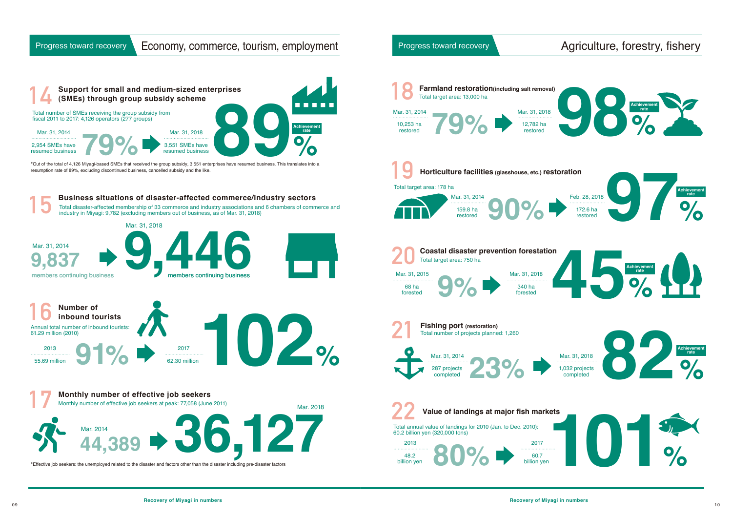## Progress toward recovery — Economy, commerce, tourism, employment

### 14 Support for small and medium-sized enterprises (SMEs) through group subsidy scheme

Total number of SMEs receiving the group subsidy from fiscal 2011 to 2017: 4,126 operators (277 groups)

Mar. 31, 2014: 2,954 SMEs have resumed business — 79% → Mar. 31, 2018: 3,551 SMEs have resumed business

**89%** Achievement rate

*Out of the total of 4,126 Miyagi-based SMEs that received the group subsidy, 3,551 enterprises have resumed business. This translates into a resumption rate of 89%, excluding discontinued business, cancelled subsidy and the like.

### 15 Business situations of disaster-affected commerce/industry sectors

Total disaster-affected membership of 33 commerce and industry associations and 6 chambers of commerce and industry in Miyagi: 9,782 (excluding members out of business, as of Mar. 31, 2018)

Mar. 31, 2014: 9,837 members continuing business → Mar. 31, 2018: **9,446** members continuing business

### 16 Number of inbound tourists

Annual total number of inbound tourists: 61.29 million (2010)

2013: 55.69 million — 91% → 2017: 62.30 million

**102%**

### 17 Monthly number of effective job seekers

Monthly number of effective job seekers at peak: 77,058 (June 2011)

Mar. 2014: 44,389 → Mar. 2018: **36,127**

*Effective job seekers: the unemployed related to the disaster and factors other than the disaster including pre-disaster factors

## Progress toward recovery — Agriculture, forestry, fishery

### 18 Farmland restoration (including salt removal)

Total target area: 13,000 ha

Mar. 31, 2014: 10,253 ha restored — 79% → Mar. 31, 2018: 12,782 ha restored

**98%** Achievement rate

### 19 Horticulture facilities (glasshouse, etc.) restoration

Total target area: 178 ha

Mar. 31, 2014: 159.8 ha restored — 90% → Feb. 28, 2018: 172.6 ha restored

**97%** Achievement rate

### 20 Coastal disaster prevention forestation

Total target area: 750 ha

Mar. 31, 2015: 68 ha forested — 9% → Mar. 31, 2018: 340 ha forested

**45%** Achievement rate

### 21 Fishing port (restoration)

Total number of projects planned: 1,260

Mar. 31, 2014: 287 projects completed — 23% → Mar. 31, 2018: 1,032 projects completed

**82%** Achievement rate

### 22 Value of landings at major fish markets

Total annual value of landings for 2010 (Jan. to Dec. 2010): 60.2 billion yen (320,000 tons)

2013: 48.2 billion yen — 80% → 2017: 60.7 billion yen

**101%**

Recovery of Miyagi in numbers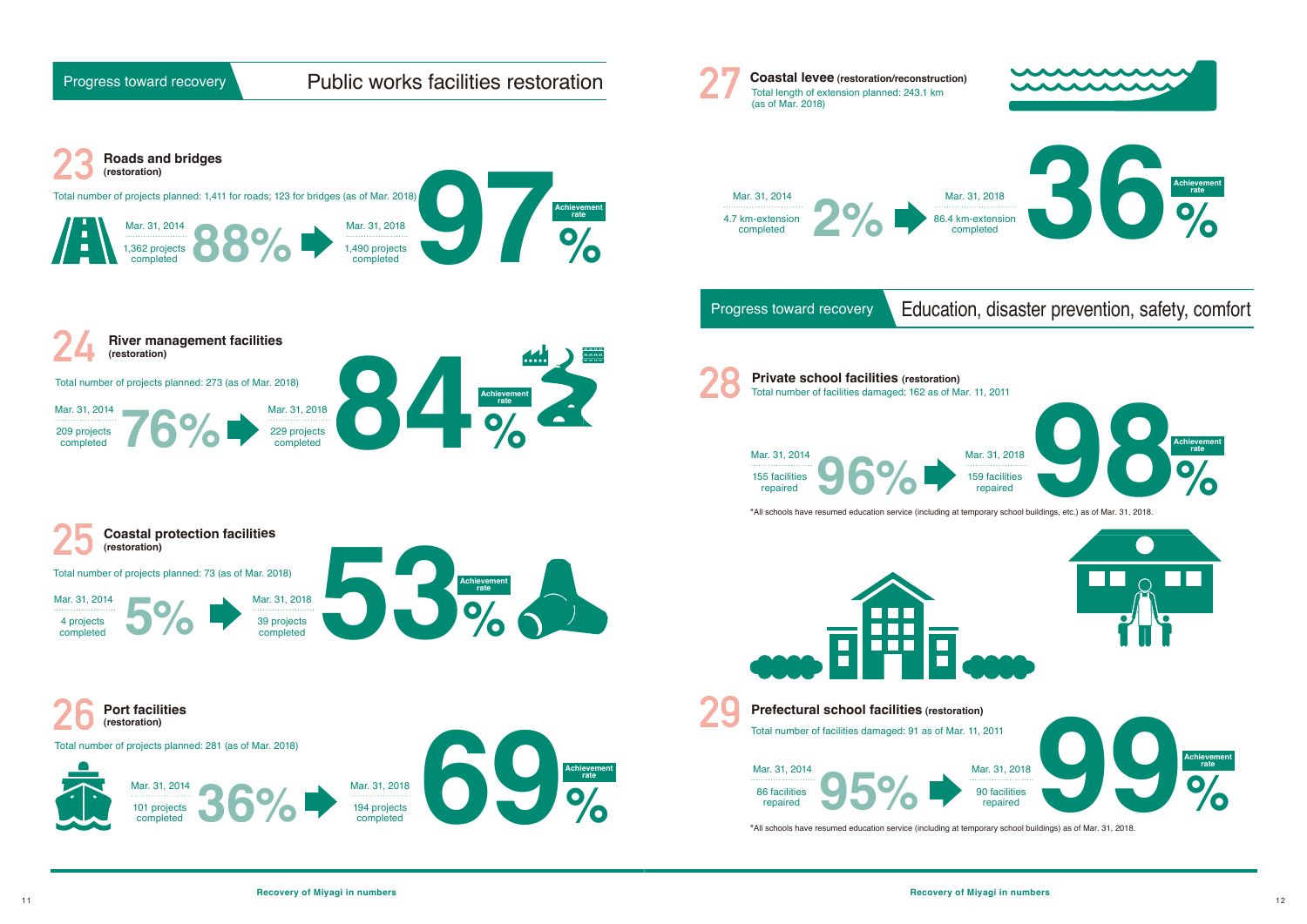## Progress toward recovery — Public works facilities restoration

### 23 Roads and bridges (restoration)

Total number of projects planned: 1,411 for roads; 123 for bridges (as of Mar. 2018)

Mar. 31, 2014
1,362 projects completed
88%

Mar. 31, 2018
1,490 projects completed

97% Achievement rate

### 24 River management facilities (restoration)

Total number of projects planned: 273 (as of Mar. 2018)

Mar. 31, 2014
209 projects completed
76%

Mar. 31, 2018
229 projects completed

84% Achievement rate

### 25 Coastal protection facilities (restoration)

Total number of projects planned: 73 (as of Mar. 2018)

Mar. 31, 2014
4 projects completed
5%

Mar. 31, 2018
39 projects completed

53% Achievement rate

### 26 Port facilities (restoration)

Total number of projects planned: 281 (as of Mar. 2018)

Mar. 31, 2014
101 projects completed
36%

Mar. 31, 2018
194 projects completed

69% Achievement rate

### 27 Coastal levee (restoration/reconstruction)

Total length of extension planned: 243.1 km (as of Mar. 2018)

Mar. 31, 2014
4.7 km-extension completed
2%

Mar. 31, 2018
86.4 km-extension completed

36% Achievement rate

## Progress toward recovery — Education, disaster prevention, safety, comfort

### 28 Private school facilities (restoration)

Total number of facilities damaged: 162 as of Mar. 11, 2011

Mar. 31, 2014
155 facilities repaired
96%

Mar. 31, 2018
159 facilities repaired

98% Achievement rate

*All schools have resumed education service (including at temporary school buildings, etc.) as of Mar. 31, 2018.

### 29 Prefectural school facilities (restoration)

Total number of facilities damaged: 91 as of Mar. 11, 2011

Mar. 31, 2014
86 facilities repaired
95%

Mar. 31, 2018
90 facilities repaired

99% Achievement rate

*All schools have resumed education service (including at temporary school buildings) as of Mar. 31, 2018.